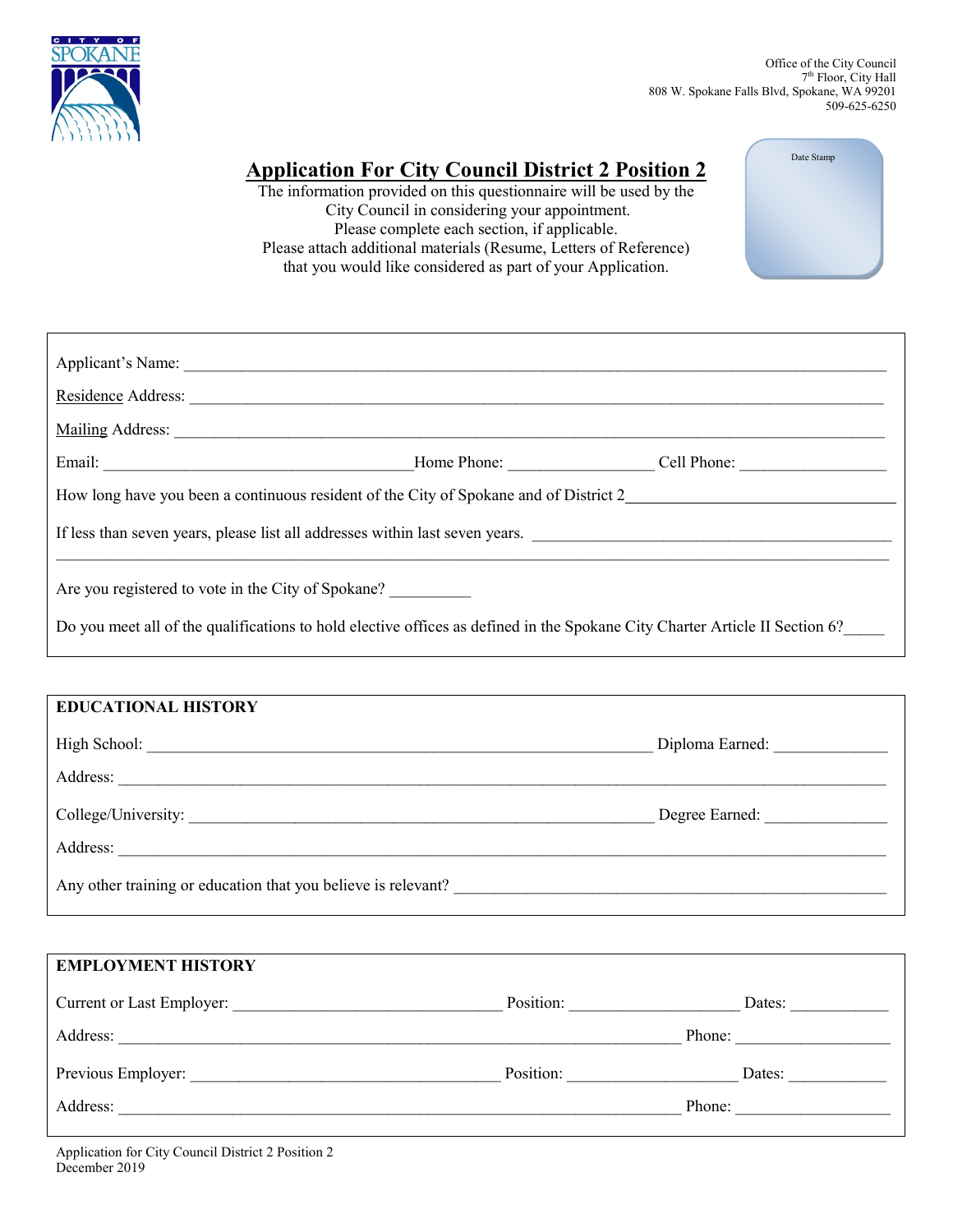CITY OF SPOKANE

Office of the City Council
7th Floor, City Hall
808 W. Spokane Falls Blvd, Spokane, WA 99201
509-625-6250

Date Stamp

# Application For City Council District 2 Position 2

The information provided on this questionnaire will be used by the City Council in considering your appointment.
Please complete each section, if applicable.
Please attach additional materials (Resume, Letters of Reference) that you would like considered as part of your Application.

Applicant's Name: ______________________________

Residence Address: ______________________________

Mailing Address: ______________________________

Email: ____________________ Home Phone: ____________ Cell Phone: ____________

How long have you been a continuous resident of the City of Spokane and of District 2 ____________

If less than seven years, please list all addresses within last seven years. ______________________________

______________________________

Are you registered to vote in the City of Spokane? __________

Do you meet all of the qualifications to hold elective offices as defined in the Spokane City Charter Article II Section 6? _____

## EDUCATIONAL HISTORY

High School: ______________________________ Diploma Earned: ____________

Address: ______________________________

College/University: ______________________________ Degree Earned: ____________

Address: ______________________________

Any other training or education that you believe is relevant? ______________________________

## EMPLOYMENT HISTORY

Current or Last Employer: ____________________ Position: ____________ Dates: ____________

Address: ______________________________ Phone: ____________

Previous Employer: ____________________ Position: ____________ Dates: ____________

Address: ______________________________ Phone: ____________

Application for City Council District 2 Position 2
December 2019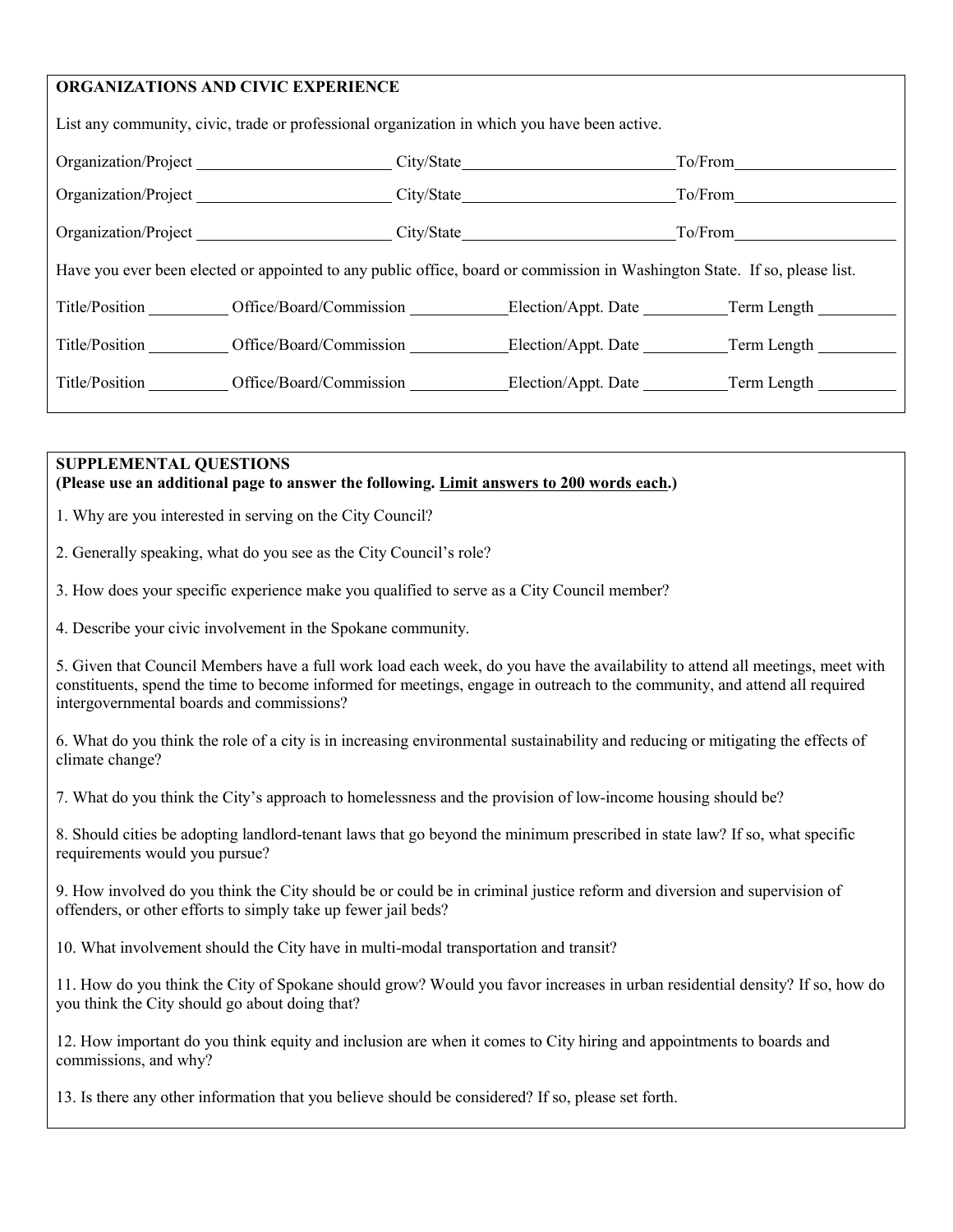## ORGANIZATIONS AND CIVIC EXPERIENCE

List any community, civic, trade or professional organization in which you have been active.

| Organization/Project | City/State | To/From |
|---|---|---|
| | | |
| | | |
| | | |

Have you ever been elected or appointed to any public office, board or commission in Washington State. If so, please list.

| Title/Position | Office/Board/Commission | Election/Appt. Date | Term Length |
|---|---|---|---|
| | | | |
| | | | |
| | | | |

## SUPPLEMENTAL QUESTIONS

**(Please use an additional page to answer the following. Limit answers to 200 words each.)**

1. Why are you interested in serving on the City Council?

2. Generally speaking, what do you see as the City Council's role?

3. How does your specific experience make you qualified to serve as a City Council member?

4. Describe your civic involvement in the Spokane community.

5. Given that Council Members have a full work load each week, do you have the availability to attend all meetings, meet with constituents, spend the time to become informed for meetings, engage in outreach to the community, and attend all required intergovernmental boards and commissions?

6. What do you think the role of a city is in increasing environmental sustainability and reducing or mitigating the effects of climate change?

7. What do you think the City's approach to homelessness and the provision of low-income housing should be?

8. Should cities be adopting landlord-tenant laws that go beyond the minimum prescribed in state law? If so, what specific requirements would you pursue?

9. How involved do you think the City should be or could be in criminal justice reform and diversion and supervision of offenders, or other efforts to simply take up fewer jail beds?

10. What involvement should the City have in multi-modal transportation and transit?

11. How do you think the City of Spokane should grow? Would you favor increases in urban residential density? If so, how do you think the City should go about doing that?

12. How important do you think equity and inclusion are when it comes to City hiring and appointments to boards and commissions, and why?

13. Is there any other information that you believe should be considered? If so, please set forth.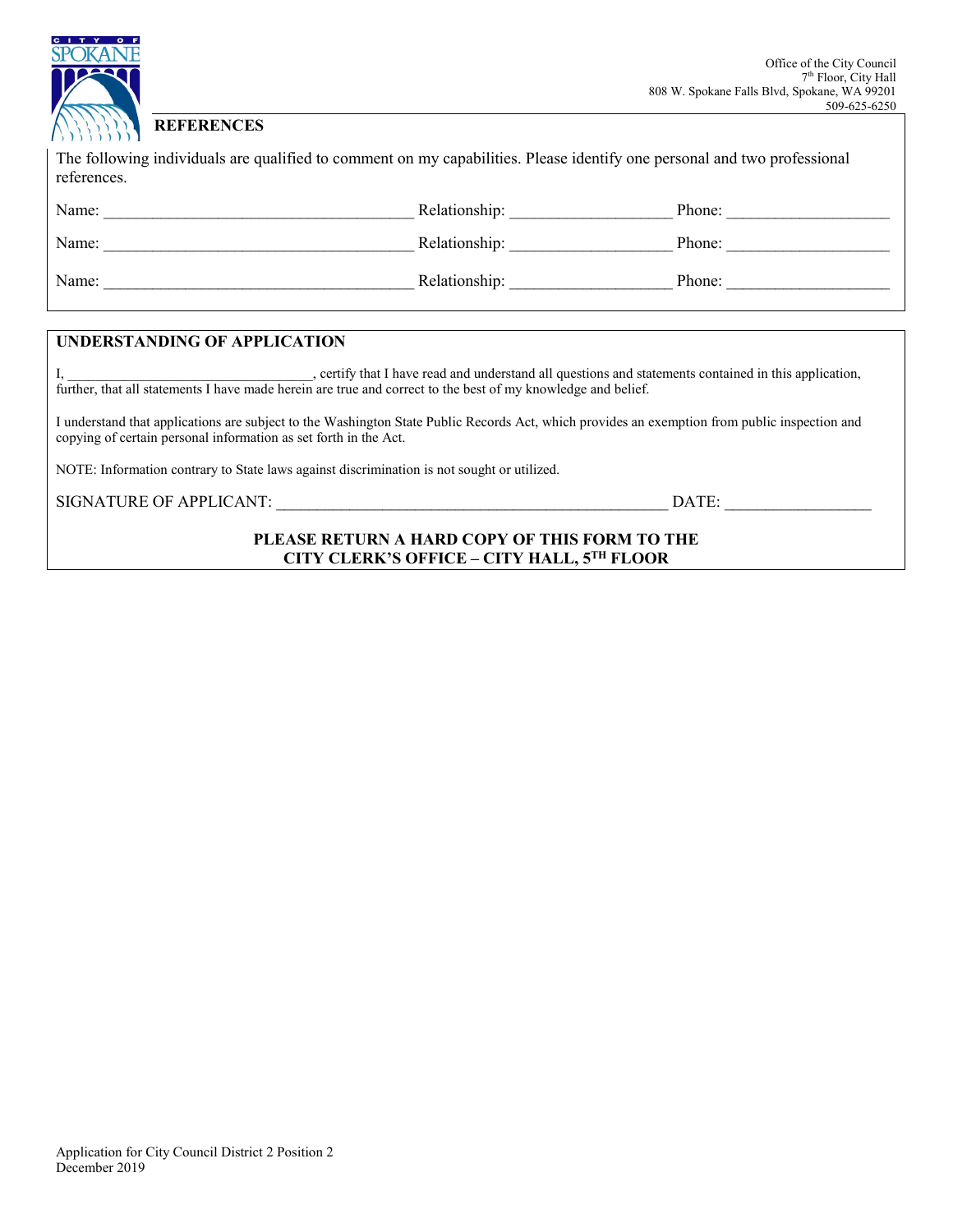Office of the City Council
7th Floor, City Hall
808 W. Spokane Falls Blvd, Spokane, WA 99201
509-625-6250

## REFERENCES

The following individuals are qualified to comment on my capabilities. Please identify one personal and two professional references.

Name: ______________________________________ Relationship: ___________________ Phone: ___________________

Name: ______________________________________ Relationship: ___________________ Phone: ___________________

Name: ______________________________________ Relationship: ___________________ Phone: ___________________

## UNDERSTANDING OF APPLICATION

I, _________________________________, certify that I have read and understand all questions and statements contained in this application, further, that all statements I have made herein are true and correct to the best of my knowledge and belief.

I understand that applications are subject to the Washington State Public Records Act, which provides an exemption from public inspection and copying of certain personal information as set forth in the Act.

NOTE: Information contrary to State laws against discrimination is not sought or utilized.

SIGNATURE OF APPLICANT: ________________________________________________ DATE: _________________

**PLEASE RETURN A HARD COPY OF THIS FORM TO THE CITY CLERK'S OFFICE – CITY HALL, 5TH FLOOR**

Application for City Council District 2 Position 2
December 2019